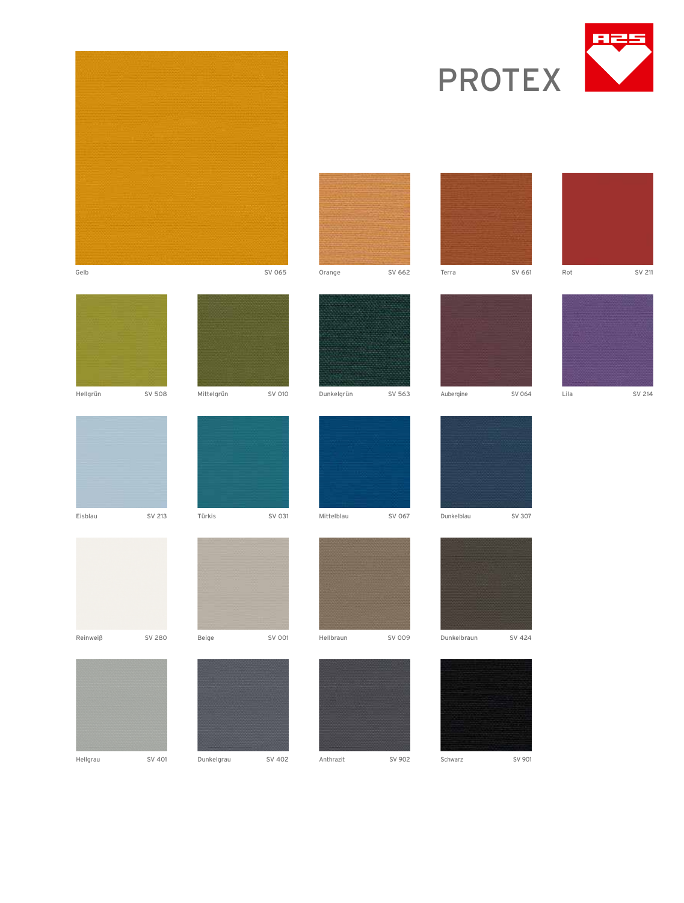# PROTEX

Gelb SV 065

Orange SV 662

Terra SV 661

Rot SV 211

Hellgrün SV 508

Mittelgrün SV 010

Dunkelgrün SV 563

Aubergine SV 064

Lila SV 214

Eisblau SV 213

Türkis SV 031

Mittelblau SV 067

Dunkelblau SV 307

Reinweiß SV 280

Beige SV 001

Hellbraun SV 009

Dunkelbraun SV 424

Hellgrau SV 401

Dunkelgrau SV 402

Anthrazit SV 902

Schwarz SV 901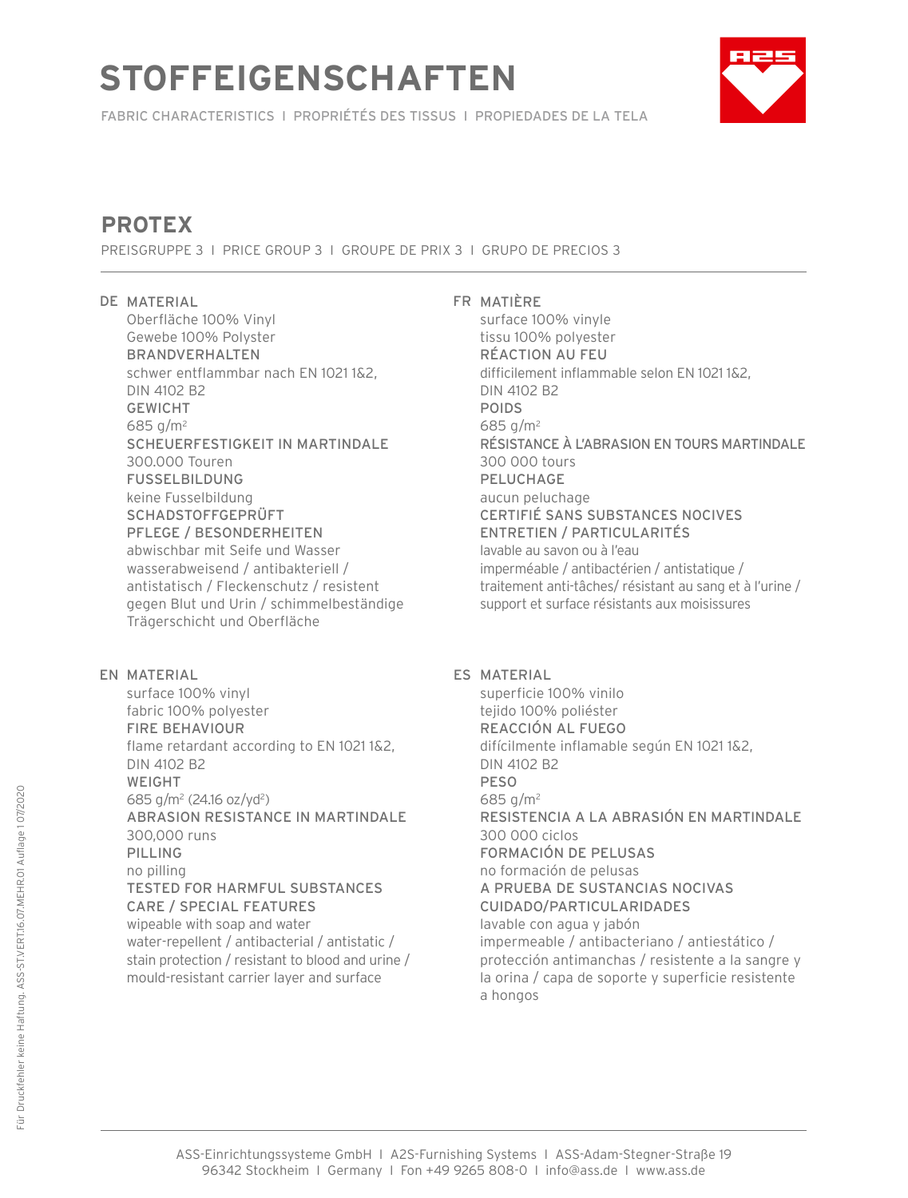# STOFFEIGENSCHAFTEN

FABRIC CHARACTERISTICS I PROPRIÉTÉS DES TISSUS I PROPIEDADES DE LA TELA

## PROTEX

PREISGRUPPE 3 I PRICE GROUP 3 I GROUPE DE PRIX 3 I GRUPO DE PRECIOS 3

---

**DE**

MATERIAL
Oberfläche 100% Vinyl
Gewebe 100% Polyster
BRANDVERHALTEN
schwer entflammbar nach EN 1021 1&2,
DIN 4102 B2
GEWICHT
685 g/m²
SCHEUERFESTIGKEIT IN MARTINDALE
300.000 Touren
FUSSELBILDUNG
keine Fusselbildung
SCHADSTOFFGEPRÜFT
PFLEGE / BESONDERHEITEN
abwischbar mit Seife und Wasser
wasserabweisend / antibakteriell / antistatisch / Fleckenschutz / resistent gegen Blut und Urin / schimmelbeständige Trägerschicht und Oberfläche

**FR**

MATIÈRE
surface 100% vinyle
tissu 100% polyester
RÉACTION AU FEU
difficilement inflammable selon EN 1021 1&2,
DIN 4102 B2
POIDS
685 g/m²
RÉSISTANCE À L'ABRASION EN TOURS MARTINDALE
300 000 tours
PELUCHAGE
aucun peluchage
CERTIFIÉ SANS SUBSTANCES NOCIVES
ENTRETIEN / PARTICULARITÉS
lavable au savon ou à l'eau
imperméable / antibactérien / antistatique / traitement anti-tâches/ résistant au sang et à l'urine / support et surface résistants aux moisissures

**EN**

MATERIAL
surface 100% vinyl
fabric 100% polyester
FIRE BEHAVIOUR
flame retardant according to EN 1021 1&2,
DIN 4102 B2
WEIGHT
685 g/m² (24.16 oz/yd²)
ABRASION RESISTANCE IN MARTINDALE
300,000 runs
PILLING
no pilling
TESTED FOR HARMFUL SUBSTANCES
CARE / SPECIAL FEATURES
wipeable with soap and water
water-repellent / antibacterial / antistatic / stain protection / resistant to blood and urine / mould-resistant carrier layer and surface

**ES**

MATERIAL
superficie 100% vinilo
tejido 100% poliéster
REACCIÓN AL FUEGO
difícilmente inflamable según EN 1021 1&2,
DIN 4102 B2
PESO
685 g/m²
RESISTENCIA A LA ABRASIÓN EN MARTINDALE
300 000 ciclos
FORMACIÓN DE PELUSAS
no formación de pelusas
A PRUEBA DE SUSTANCIAS NOCIVAS
CUIDADO/PARTICULARIDADES
lavable con agua y jabón
impermeable / antibacteriano / antiestático / protección antimanchas / resistente a la sangre y la orina / capa de soporte y superficie resistente a hongos

Für Druckfehler keine Haftung. ASS-ST.VERT.16.07.MEHR.01 Auflage 1 07/2020

---

ASS-Einrichtungssysteme GmbH I A2S-Furnishing Systems I ASS-Adam-Stegner-Straße 19
96342 Stockheim I Germany I Fon +49 9265 808-0 I info@ass.de I www.ass.de